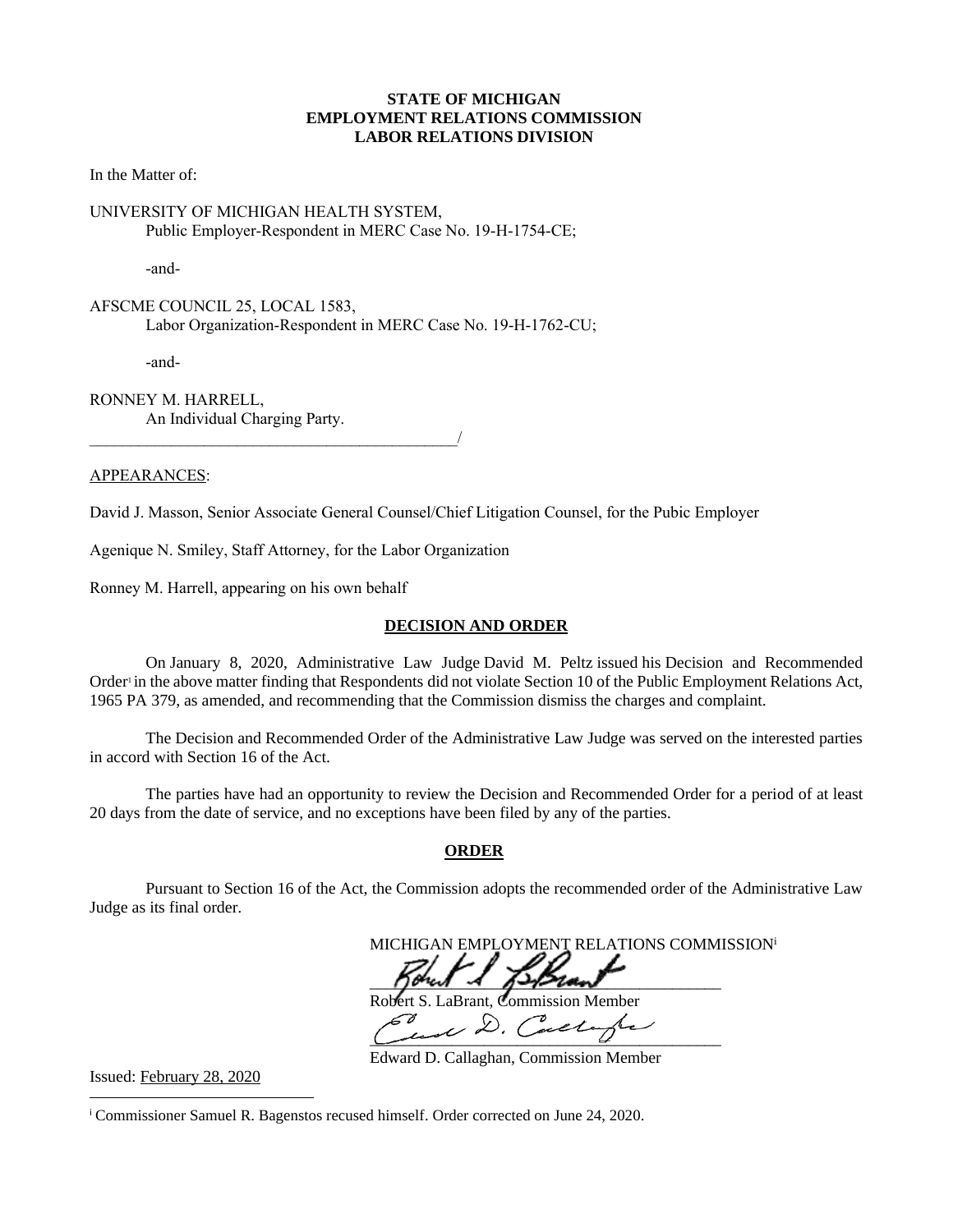**STATE OF MICHIGAN**
**EMPLOYMENT RELATIONS COMMISSION**
**LABOR RELATIONS DIVISION**

In the Matter of:

UNIVERSITY OF MICHIGAN HEALTH SYSTEM,
Public Employer-Respondent in MERC Case No. 19-H-1754-CE;

-and-

AFSCME COUNCIL 25, LOCAL 1583,
Labor Organization-Respondent in MERC Case No. 19-H-1762-CU;

-and-

RONNEY M. HARRELL,
An Individual Charging Party.
_______________________________________________/

APPEARANCES:

David J. Masson, Senior Associate General Counsel/Chief Litigation Counsel, for the Pubic Employer

Agenique N. Smiley, Staff Attorney, for the Labor Organization

Ronney M. Harrell, appearing on his own behalf

**DECISION AND ORDER**

On January 8, 2020, Administrative Law Judge David M. Peltz issued his Decision and Recommended Order[i] in the above matter finding that Respondents did not violate Section 10 of the Public Employment Relations Act, 1965 PA 379, as amended, and recommending that the Commission dismiss the charges and complaint.

The Decision and Recommended Order of the Administrative Law Judge was served on the interested parties in accord with Section 16 of the Act.

The parties have had an opportunity to review the Decision and Recommended Order for a period of at least 20 days from the date of service, and no exceptions have been filed by any of the parties.

**ORDER**

Pursuant to Section 16 of the Act, the Commission adopts the recommended order of the Administrative Law Judge as its final order.

MICHIGAN EMPLOYMENT RELATIONS COMMISSION[i]

_______________________________________
Robert S. LaBrant, Commission Member

_______________________________________
Edward D. Callaghan, Commission Member

Issued: February 28, 2020

[i] Commissioner Samuel R. Bagenstos recused himself. Order corrected on June 24, 2020.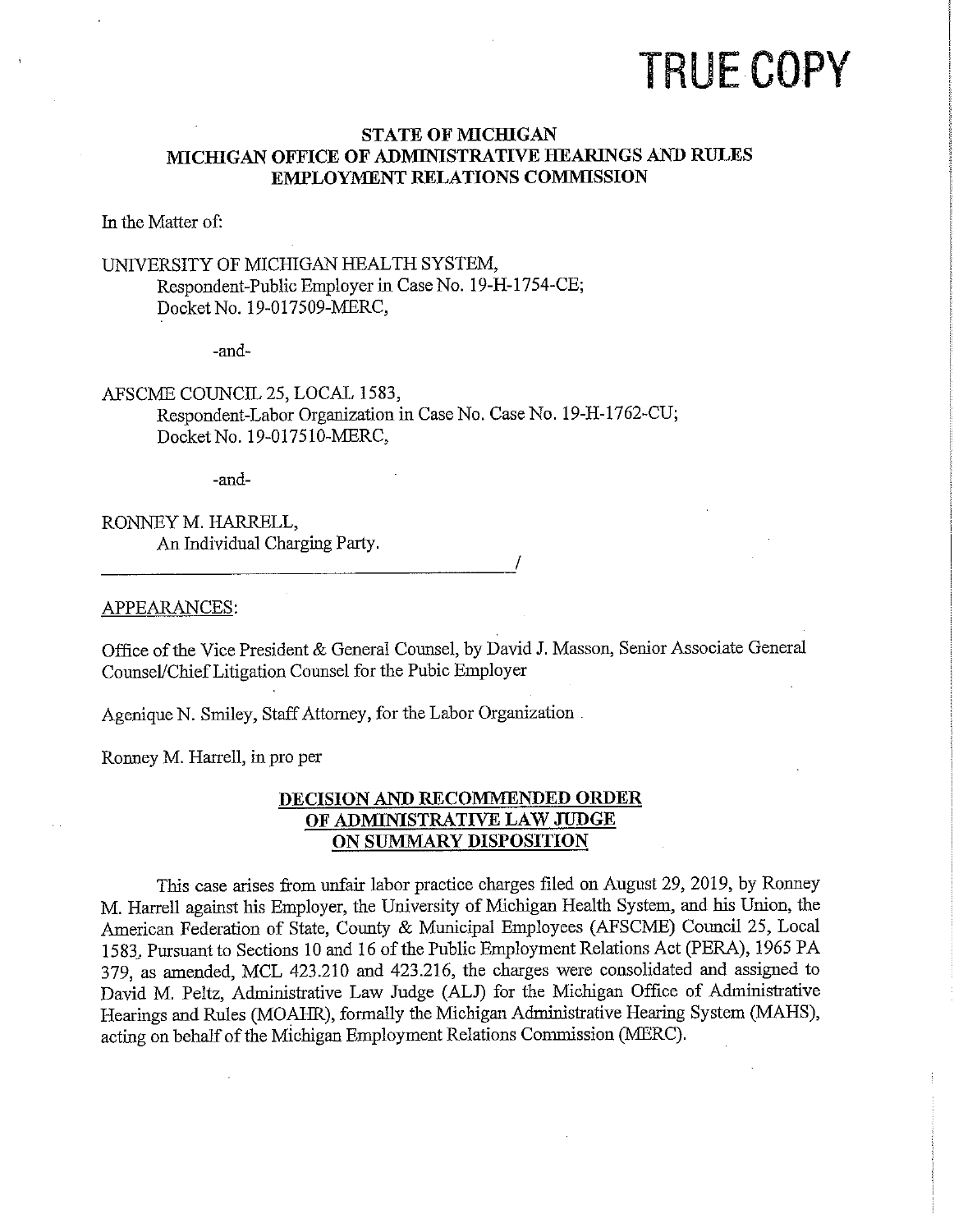# TRUE COPY

**STATE OF MICHIGAN**
**MICHIGAN OFFICE OF ADMINISTRATIVE HEARINGS AND RULES**
**EMPLOYMENT RELATIONS COMMISSION**

In the Matter of:

UNIVERSITY OF MICHIGAN HEALTH SYSTEM,
Respondent-Public Employer in Case No. 19-H-1754-CE;
Docket No. 19-017509-MERC,

-and-

AFSCME COUNCIL 25, LOCAL 1583,
Respondent-Labor Organization in Case No. Case No. 19-H-1762-CU;
Docket No. 19-017510-MERC,

-and-

RONNEY M. HARRELL,
An Individual Charging Party.
_______________________________________/

APPEARANCES:

Office of the Vice President & General Counsel, by David J. Masson, Senior Associate General Counsel/Chief Litigation Counsel for the Pubic Employer

Agenique N. Smiley, Staff Attorney, for the Labor Organization

Ronney M. Harrell, in pro per

**DECISION AND RECOMMENDED ORDER**
**OF ADMINISTRATIVE LAW JUDGE**
**ON SUMMARY DISPOSITION**

This case arises from unfair labor practice charges filed on August 29, 2019, by Ronney M. Harrell against his Employer, the University of Michigan Health System, and his Union, the American Federation of State, County & Municipal Employees (AFSCME) Council 25, Local 1583. Pursuant to Sections 10 and 16 of the Public Employment Relations Act (PERA), 1965 PA 379, as amended, MCL 423.210 and 423.216, the charges were consolidated and assigned to David M. Peltz, Administrative Law Judge (ALJ) for the Michigan Office of Administrative Hearings and Rules (MOAHR), formally the Michigan Administrative Hearing System (MAHS), acting on behalf of the Michigan Employment Relations Commission (MERC).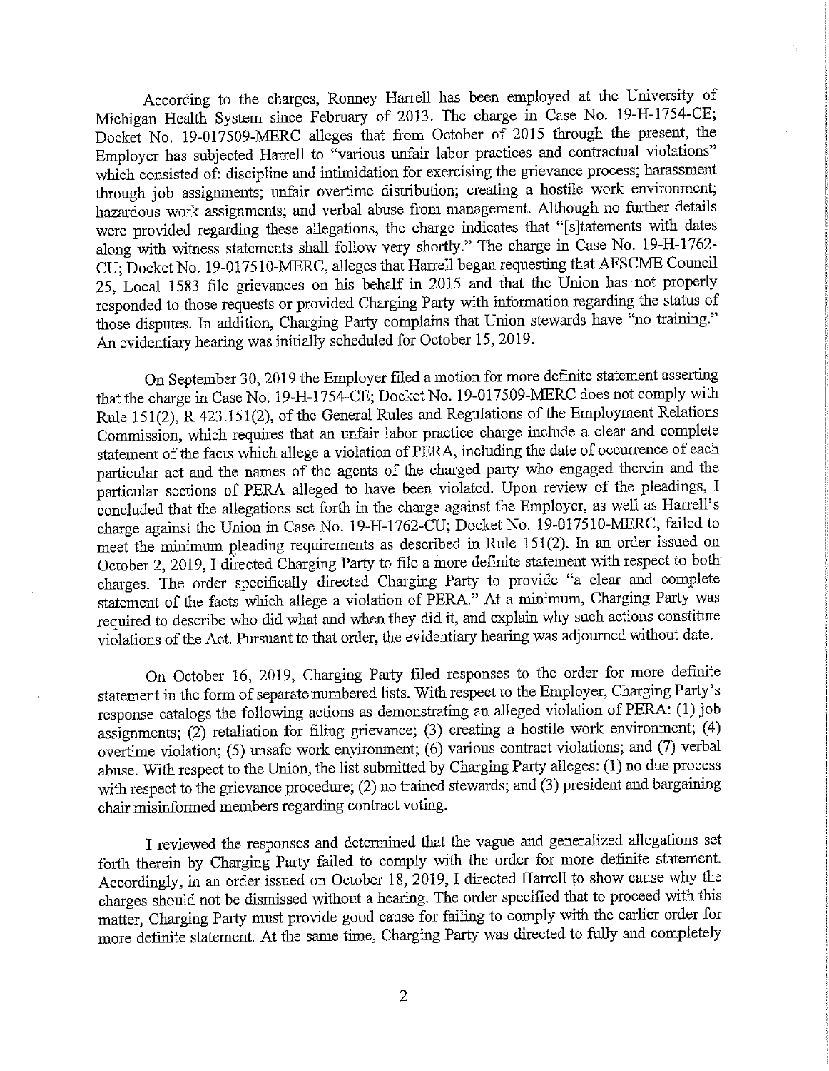According to the charges, Ronney Harrell has been employed at the University of Michigan Health System since February of 2013. The charge in Case No. 19-H-1754-CE; Docket No. 19-017509-MERC alleges that from October of 2015 through the present, the Employer has subjected Harrell to "various unfair labor practices and contractual violations" which consisted of: discipline and intimidation for exercising the grievance process; harassment through job assignments; unfair overtime distribution; creating a hostile work environment; hazardous work assignments; and verbal abuse from management. Although no further details were provided regarding these allegations, the charge indicates that "[s]tatements with dates along with witness statements shall follow very shortly." The charge in Case No. 19-H-1762-CU; Docket No. 19-017510-MERC, alleges that Harrell began requesting that AFSCME Council 25, Local 1583 file grievances on his behalf in 2015 and that the Union has not properly responded to those requests or provided Charging Party with information regarding the status of those disputes. In addition, Charging Party complains that Union stewards have "no training." An evidentiary hearing was initially scheduled for October 15, 2019.

On September 30, 2019 the Employer filed a motion for more definite statement asserting that the charge in Case No. 19-H-1754-CE; Docket No. 19-017509-MERC does not comply with Rule 151(2), R 423.151(2), of the General Rules and Regulations of the Employment Relations Commission, which requires that an unfair labor practice charge include a clear and complete statement of the facts which allege a violation of PERA, including the date of occurrence of each particular act and the names of the agents of the charged party who engaged therein and the particular sections of PERA alleged to have been violated. Upon review of the pleadings, I concluded that the allegations set forth in the charge against the Employer, as well as Harrell's charge against the Union in Case No. 19-H-1762-CU; Docket No. 19-017510-MERC, failed to meet the minimum pleading requirements as described in Rule 151(2). In an order issued on October 2, 2019, I directed Charging Party to file a more definite statement with respect to both charges. The order specifically directed Charging Party to provide "a clear and complete statement of the facts which allege a violation of PERA." At a minimum, Charging Party was required to describe who did what and when they did it, and explain why such actions constitute violations of the Act. Pursuant to that order, the evidentiary hearing was adjourned without date.

On October 16, 2019, Charging Party filed responses to the order for more definite statement in the form of separate numbered lists. With respect to the Employer, Charging Party's response catalogs the following actions as demonstrating an alleged violation of PERA: (1) job assignments; (2) retaliation for filing grievance; (3) creating a hostile work environment; (4) overtime violation; (5) unsafe work environment; (6) various contract violations; and (7) verbal abuse. With respect to the Union, the list submitted by Charging Party alleges: (1) no due process with respect to the grievance procedure; (2) no trained stewards; and (3) president and bargaining chair misinformed members regarding contract voting.

I reviewed the responses and determined that the vague and generalized allegations set forth therein by Charging Party failed to comply with the order for more definite statement. Accordingly, in an order issued on October 18, 2019, I directed Harrell to show cause why the charges should not be dismissed without a hearing. The order specified that to proceed with this matter, Charging Party must provide good cause for failing to comply with the earlier order for more definite statement. At the same time, Charging Party was directed to fully and completely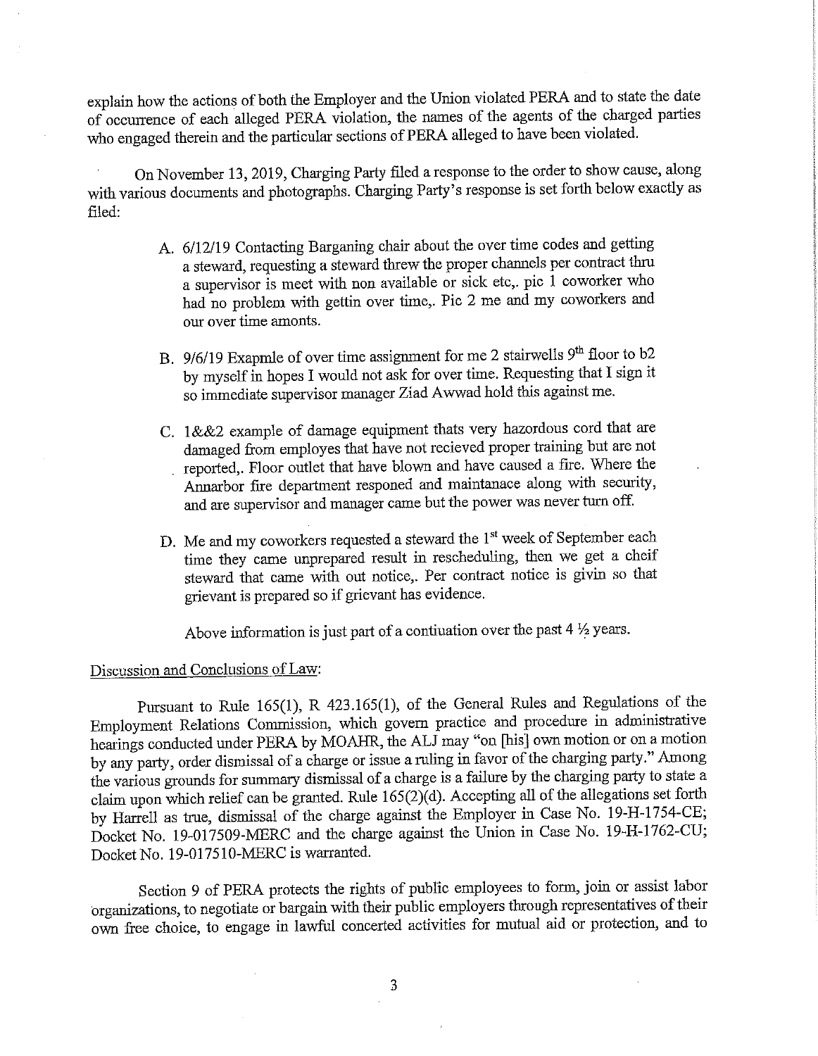explain how the actions of both the Employer and the Union violated PERA and to state the date of occurrence of each alleged PERA violation, the names of the agents of the charged parties who engaged therein and the particular sections of PERA alleged to have been violated.

On November 13, 2019, Charging Party filed a response to the order to show cause, along with various documents and photographs. Charging Party's response is set forth below exactly as filed:

> A. 6/12/19 Contacting Barganing chair about the over time codes and getting a steward, requesting a steward threw the proper channels per contract thru a supervisor is meet with non available or sick etc,. pic 1 coworker who had no problem with gettin over time,. Pic 2 me and my coworkers and our over time amonts.
>
> B. 9/6/19 Exapmle of over time assignment for me 2 stairwells 9th floor to b2 by myself in hopes I would not ask for over time. Requesting that I sign it so immediate supervisor manager Ziad Awwad hold this against me.
>
> C. 1&&2 example of damage equipment thats very hazordous cord that are damaged from employes that have not recieved proper training but are not reported,. Floor outlet that have blown and have caused a fire. Where the Annarbor fire department responed and maintanace along with security, and are supervisor and manager came but the power was never turn off.
>
> D. Me and my coworkers requested a steward the 1st week of September each time they came unprepared result in rescheduling, then we get a cheif steward that came with out notice,. Per contract notice is givin so that grievant is prepared so if grievant has evidence.
>
> Above information is just part of a contiuation over the past 4 ½ years.

<u>Discussion and Conclusions of Law:</u>

Pursuant to Rule 165(1), R 423.165(1), of the General Rules and Regulations of the Employment Relations Commission, which govern practice and procedure in administrative hearings conducted under PERA by MOAHR, the ALJ may "on [his] own motion or on a motion by any party, order dismissal of a charge or issue a ruling in favor of the charging party." Among the various grounds for summary dismissal of a charge is a failure by the charging party to state a claim upon which relief can be granted. Rule 165(2)(d). Accepting all of the allegations set forth by Harrell as true, dismissal of the charge against the Employer in Case No. 19-H-1754-CE; Docket No. 19-017509-MERC and the charge against the Union in Case No. 19-H-1762-CU; Docket No. 19-017510-MERC is warranted.

Section 9 of PERA protects the rights of public employees to form, join or assist labor organizations, to negotiate or bargain with their public employers through representatives of their own free choice, to engage in lawful concerted activities for mutual aid or protection, and to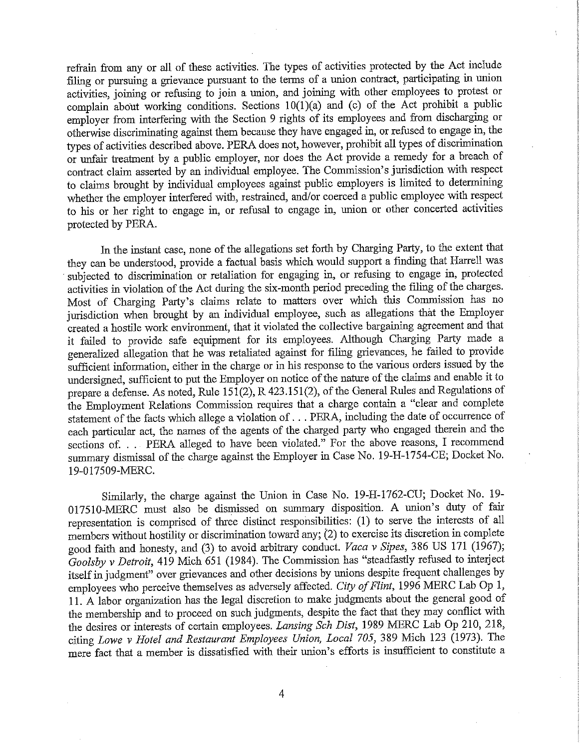refrain from any or all of these activities. The types of activities protected by the Act include filing or pursuing a grievance pursuant to the terms of a union contract, participating in union activities, joining or refusing to join a union, and joining with other employees to protest or complain about working conditions. Sections 10(1)(a) and (c) of the Act prohibit a public employer from interfering with the Section 9 rights of its employees and from discharging or otherwise discriminating against them because they have engaged in, or refused to engage in, the types of activities described above. PERA does not, however, prohibit all types of discrimination or unfair treatment by a public employer, nor does the Act provide a remedy for a breach of contract claim asserted by an individual employee. The Commission's jurisdiction with respect to claims brought by individual employees against public employers is limited to determining whether the employer interfered with, restrained, and/or coerced a public employee with respect to his or her right to engage in, or refusal to engage in, union or other concerted activities protected by PERA.

In the instant case, none of the allegations set forth by Charging Party, to the extent that they can be understood, provide a factual basis which would support a finding that Harrell was subjected to discrimination or retaliation for engaging in, or refusing to engage in, protected activities in violation of the Act during the six-month period preceding the filing of the charges. Most of Charging Party's claims relate to matters over which this Commission has no jurisdiction when brought by an individual employee, such as allegations that the Employer created a hostile work environment, that it violated the collective bargaining agreement and that it failed to provide safe equipment for its employees. Although Charging Party made a generalized allegation that he was retaliated against for filing grievances, he failed to provide sufficient information, either in the charge or in his response to the various orders issued by the undersigned, sufficient to put the Employer on notice of the nature of the claims and enable it to prepare a defense. As noted, Rule 151(2), R 423.151(2), of the General Rules and Regulations of the Employment Relations Commission requires that a charge contain a "clear and complete statement of the facts which allege a violation of . . . PERA, including the date of occurrence of each particular act, the names of the agents of the charged party who engaged therein and the sections of. . . PERA alleged to have been violated." For the above reasons, I recommend summary dismissal of the charge against the Employer in Case No. 19-H-1754-CE; Docket No. 19-017509-MERC.

Similarly, the charge against the Union in Case No. 19-H-1762-CU; Docket No. 19-017510-MERC must also be dismissed on summary disposition. A union's duty of fair representation is comprised of three distinct responsibilities: (1) to serve the interests of all members without hostility or discrimination toward any; (2) to exercise its discretion in complete good faith and honesty, and (3) to avoid arbitrary conduct. *Vaca v Sipes*, 386 US 171 (1967); *Goolsby v Detroit*, 419 Mich 651 (1984). The Commission has "steadfastly refused to interject itself in judgment" over grievances and other decisions by unions despite frequent challenges by employees who perceive themselves as adversely affected. *City of Flint*, 1996 MERC Lab Op 1, 11. A labor organization has the legal discretion to make judgments about the general good of the membership and to proceed on such judgments, despite the fact that they may conflict with the desires or interests of certain employees. *Lansing Sch Dist*, 1989 MERC Lab Op 210, 218, citing *Lowe v Hotel and Restaurant Employees Union, Local 705*, 389 Mich 123 (1973). The mere fact that a member is dissatisfied with their union's efforts is insufficient to constitute a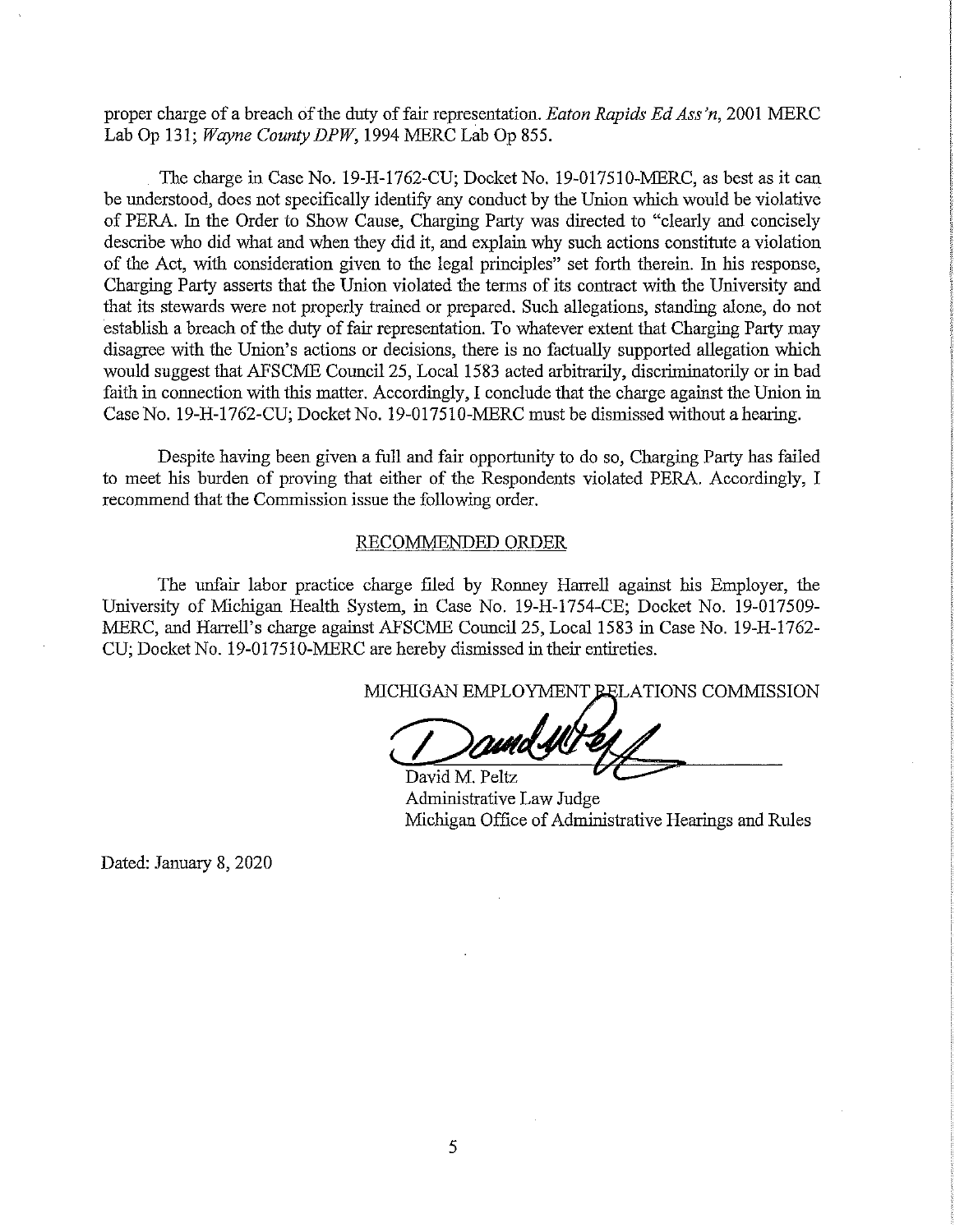proper charge of a breach of the duty of fair representation. *Eaton Rapids Ed Ass'n*, 2001 MERC Lab Op 131; *Wayne County DPW*, 1994 MERC Lab Op 855.

The charge in Case No. 19-H-1762-CU; Docket No. 19-017510-MERC, as best as it can be understood, does not specifically identify any conduct by the Union which would be violative of PERA. In the Order to Show Cause, Charging Party was directed to "clearly and concisely describe who did what and when they did it, and explain why such actions constitute a violation of the Act, with consideration given to the legal principles" set forth therein. In his response, Charging Party asserts that the Union violated the terms of its contract with the University and that its stewards were not properly trained or prepared. Such allegations, standing alone, do not establish a breach of the duty of fair representation. To whatever extent that Charging Party may disagree with the Union's actions or decisions, there is no factually supported allegation which would suggest that AFSCME Council 25, Local 1583 acted arbitrarily, discriminatorily or in bad faith in connection with this matter. Accordingly, I conclude that the charge against the Union in Case No. 19-H-1762-CU; Docket No. 19-017510-MERC must be dismissed without a hearing.

Despite having been given a full and fair opportunity to do so, Charging Party has failed to meet his burden of proving that either of the Respondents violated PERA. Accordingly, I recommend that the Commission issue the following order.

## RECOMMENDED ORDER

The unfair labor practice charge filed by Ronney Harrell against his Employer, the University of Michigan Health System, in Case No. 19-H-1754-CE; Docket No. 19-017509-MERC, and Harrell's charge against AFSCME Council 25, Local 1583 in Case No. 19-H-1762-CU; Docket No. 19-017510-MERC are hereby dismissed in their entireties.

MICHIGAN EMPLOYMENT RELATIONS COMMISSION

David M. Peltz
Administrative Law Judge
Michigan Office of Administrative Hearings and Rules

Dated: January 8, 2020